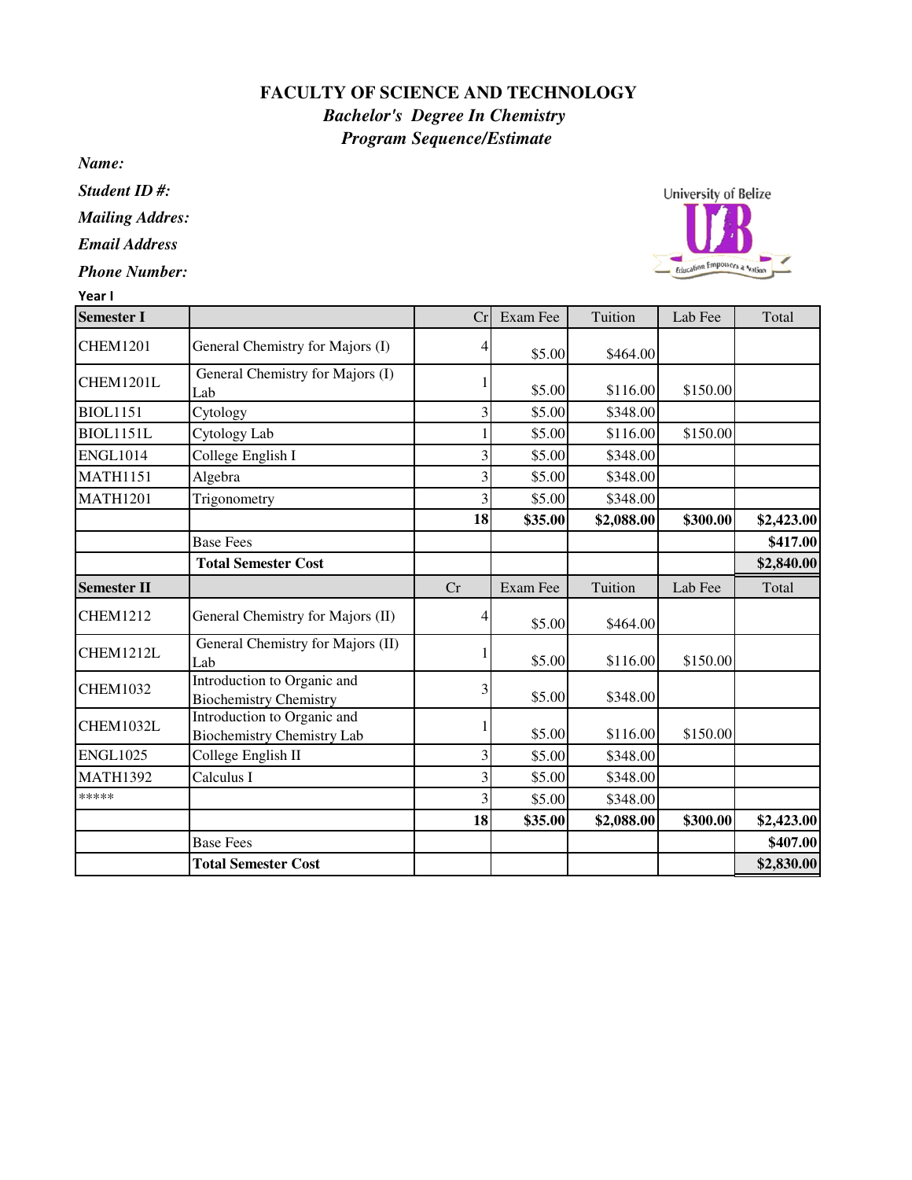# FACULTY OF SCIENCE AND TECHNOLOGY

## *Bachelor's Degree In Chemistry*

## *Program Sequence/Estimate*

***Name:***

***Student ID #:***

***Mailing Addres:***

***Email Address***

***Phone Number:***

**Year I**

| **Semester I** | | Cr | Exam Fee | Tuition | Lab Fee | Total |
|---|---|---|---|---|---|---|
| CHEM1201 | General Chemistry for Majors (I) | 4 | $5.00 | $464.00 | | |
| CHEM1201L | General Chemistry for Majors (I) Lab | 1 | $5.00 | $116.00 | $150.00 | |
| BIOL1151 | Cytology | 3 | $5.00 | $348.00 | | |
| BIOL1151L | Cytology Lab | 1 | $5.00 | $116.00 | $150.00 | |
| ENGL1014 | College English I | 3 | $5.00 | $348.00 | | |
| MATH1151 | Algebra | 3 | $5.00 | $348.00 | | |
| MATH1201 | Trigonometry | 3 | $5.00 | $348.00 | | |
| | | **18** | **$35.00** | **$2,088.00** | **$300.00** | **$2,423.00** |
| | Base Fees | | | | | **$417.00** |
| | **Total Semester Cost** | | | | | **$2,840.00** |
| **Semester II** | | Cr | Exam Fee | Tuition | Lab Fee | Total |
| CHEM1212 | General Chemistry for Majors (II) | 4 | $5.00 | $464.00 | | |
| CHEM1212L | General Chemistry for Majors (II) Lab | 1 | $5.00 | $116.00 | $150.00 | |
| CHEM1032 | Introduction to Organic and Biochemistry Chemistry | 3 | $5.00 | $348.00 | | |
| CHEM1032L | Introduction to Organic and Biochemistry Chemistry Lab | 1 | $5.00 | $116.00 | $150.00 | |
| ENGL1025 | College English II | 3 | $5.00 | $348.00 | | |
| MATH1392 | Calculus I | 3 | $5.00 | $348.00 | | |
| ***** | | 3 | $5.00 | $348.00 | | |
| | | **18** | **$35.00** | **$2,088.00** | **$300.00** | **$2,423.00** |
| | Base Fees | | | | | **$407.00** |
| | **Total Semester Cost** | | | | | **$2,830.00** |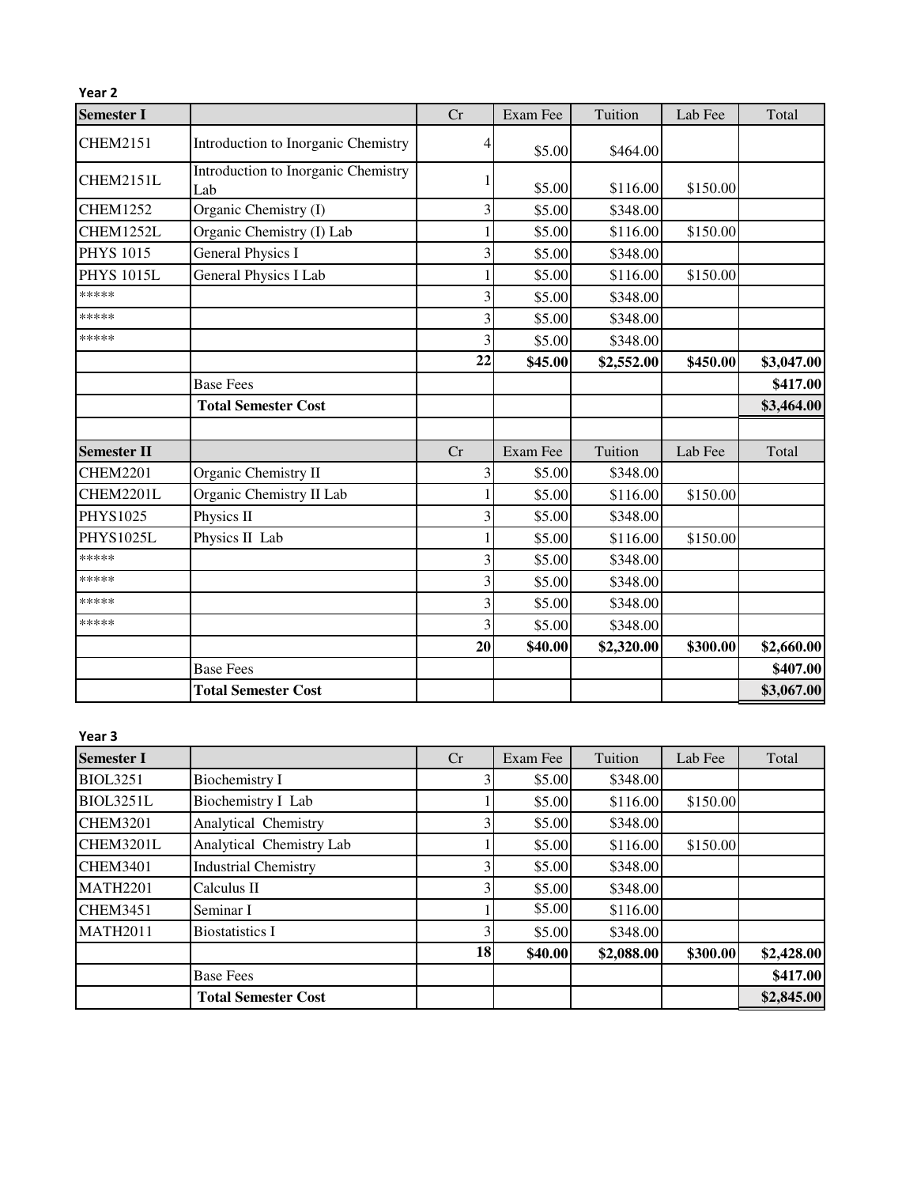**Year 2**

| Semester I | | Cr | Exam Fee | Tuition | Lab Fee | Total |
|---|---|---|---|---|---|---|
| CHEM2151 | Introduction to Inorganic Chemistry | 4 | $5.00 | $464.00 | | |
| CHEM2151L | Introduction to Inorganic Chemistry Lab | 1 | $5.00 | $116.00 | $150.00 | |
| CHEM1252 | Organic Chemistry (I) | 3 | $5.00 | $348.00 | | |
| CHEM1252L | Organic Chemistry (I) Lab | 1 | $5.00 | $116.00 | $150.00 | |
| PHYS 1015 | General Physics I | 3 | $5.00 | $348.00 | | |
| PHYS 1015L | General Physics I Lab | 1 | $5.00 | $116.00 | $150.00 | |
| ***** | | 3 | $5.00 | $348.00 | | |
| ***** | | 3 | $5.00 | $348.00 | | |
| ***** | | 3 | $5.00 | $348.00 | | |
| | | **22** | **$45.00** | **$2,552.00** | **$450.00** | **$3,047.00** |
| | Base Fees | | | | | **$417.00** |
| | **Total Semester Cost** | | | | | **$3,464.00** |

| Semester II | | Cr | Exam Fee | Tuition | Lab Fee | Total |
|---|---|---|---|---|---|---|
| CHEM2201 | Organic Chemistry II | 3 | $5.00 | $348.00 | | |
| CHEM2201L | Organic Chemistry II Lab | 1 | $5.00 | $116.00 | $150.00 | |
| PHYS1025 | Physics II | 3 | $5.00 | $348.00 | | |
| PHYS1025L | Physics II Lab | 1 | $5.00 | $116.00 | $150.00 | |
| ***** | | 3 | $5.00 | $348.00 | | |
| ***** | | 3 | $5.00 | $348.00 | | |
| ***** | | 3 | $5.00 | $348.00 | | |
| ***** | | 3 | $5.00 | $348.00 | | |
| | | **20** | **$40.00** | **$2,320.00** | **$300.00** | **$2,660.00** |
| | Base Fees | | | | | **$407.00** |
| | **Total Semester Cost** | | | | | **$3,067.00** |

**Year 3**

| Semester I | | Cr | Exam Fee | Tuition | Lab Fee | Total |
|---|---|---|---|---|---|---|
| BIOL3251 | Biochemistry I | 3 | $5.00 | $348.00 | | |
| BIOL3251L | Biochemistry I Lab | 1 | $5.00 | $116.00 | $150.00 | |
| CHEM3201 | Analytical Chemistry | 3 | $5.00 | $348.00 | | |
| CHEM3201L | Analytical Chemistry Lab | 1 | $5.00 | $116.00 | $150.00 | |
| CHEM3401 | Industrial Chemistry | 3 | $5.00 | $348.00 | | |
| MATH2201 | Calculus II | 3 | $5.00 | $348.00 | | |
| CHEM3451 | Seminar I | 1 | $5.00 | $116.00 | | |
| MATH2011 | Biostatistics I | 3 | $5.00 | $348.00 | | |
| | | **18** | **$40.00** | **$2,088.00** | **$300.00** | **$2,428.00** |
| | Base Fees | | | | | **$417.00** |
| | **Total Semester Cost** | | | | | **$2,845.00** |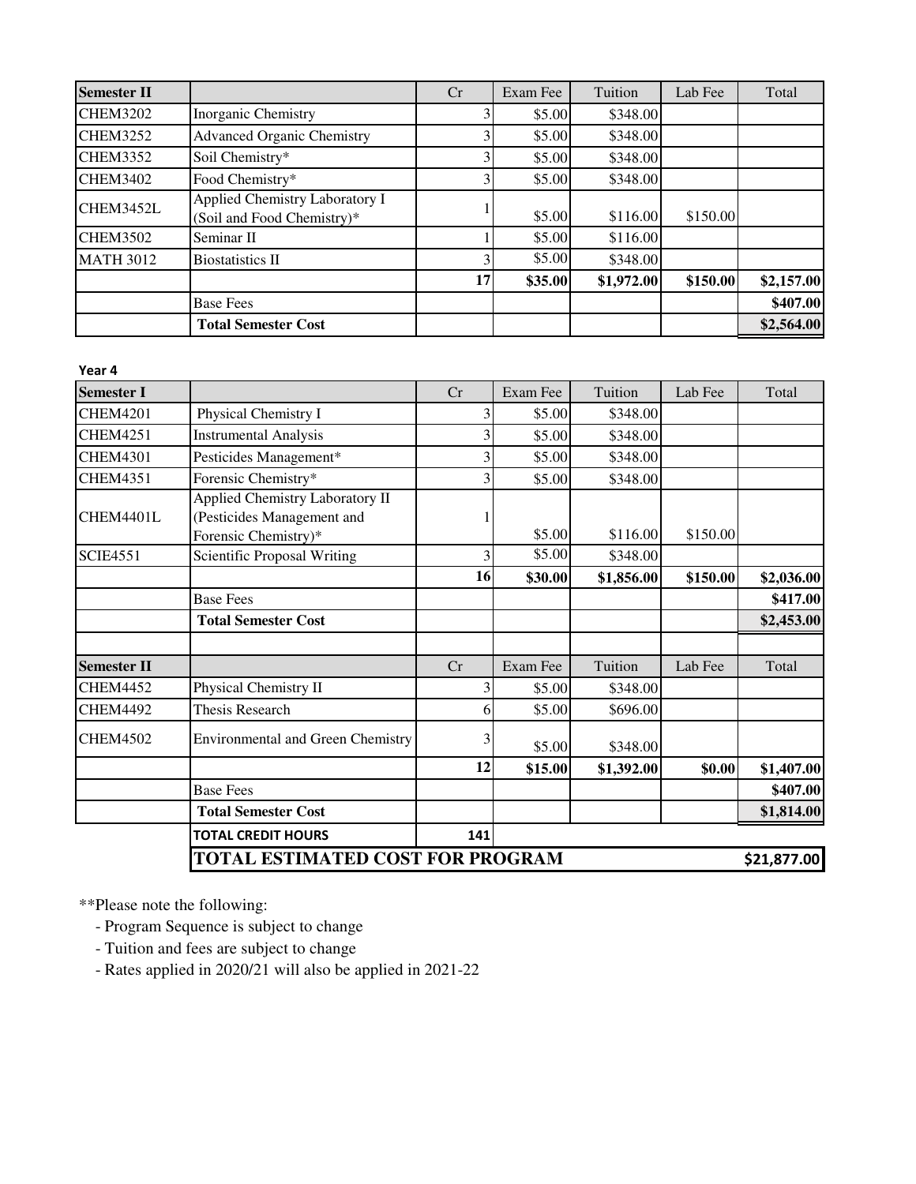| Semester II | | Cr | Exam Fee | Tuition | Lab Fee | Total |
|---|---|---|---|---|---|---|
| CHEM3202 | Inorganic Chemistry | 3 | $5.00 | $348.00 | | |
| CHEM3252 | Advanced Organic Chemistry | 3 | $5.00 | $348.00 | | |
| CHEM3352 | Soil Chemistry* | 3 | $5.00 | $348.00 | | |
| CHEM3402 | Food Chemistry* | 3 | $5.00 | $348.00 | | |
| CHEM3452L | Applied Chemistry Laboratory I (Soil and Food Chemistry)* | 1 | $5.00 | $116.00 | $150.00 | |
| CHEM3502 | Seminar II | 1 | $5.00 | $116.00 | | |
| MATH 3012 | Biostatistics II | 3 | $5.00 | $348.00 | | |
| | | **17** | **$35.00** | **$1,972.00** | **$150.00** | **$2,157.00** |
| | Base Fees | | | | | **$407.00** |
| | **Total Semester Cost** | | | | | **$2,564.00** |

**Year 4**

| Semester I | | Cr | Exam Fee | Tuition | Lab Fee | Total |
|---|---|---|---|---|---|---|
| CHEM4201 | Physical Chemistry I | 3 | $5.00 | $348.00 | | |
| CHEM4251 | Instrumental Analysis | 3 | $5.00 | $348.00 | | |
| CHEM4301 | Pesticides Management* | 3 | $5.00 | $348.00 | | |
| CHEM4351 | Forensic Chemistry* | 3 | $5.00 | $348.00 | | |
| CHEM4401L | Applied Chemistry Laboratory II (Pesticides Management and Forensic Chemistry)* | 1 | $5.00 | $116.00 | $150.00 | |
| SCIE4551 | Scientific Proposal Writing | 3 | $5.00 | $348.00 | | |
| | | **16** | **$30.00** | **$1,856.00** | **$150.00** | **$2,036.00** |
| | Base Fees | | | | | **$417.00** |
| | **Total Semester Cost** | | | | | **$2,453.00** |

| Semester II | | Cr | Exam Fee | Tuition | Lab Fee | Total |
|---|---|---|---|---|---|---|
| CHEM4452 | Physical Chemistry II | 3 | $5.00 | $348.00 | | |
| CHEM4492 | Thesis Research | 6 | $5.00 | $696.00 | | |
| CHEM4502 | Environmental and Green Chemistry | 3 | $5.00 | $348.00 | | |
| | | **12** | **$15.00** | **$1,392.00** | **$0.00** | **$1,407.00** |
| | Base Fees | | | | | **$407.00** |
| | **Total Semester Cost** | | | | | **$1,814.00** |
| | **TOTAL CREDIT HOURS** | **141** | | | | |
| | **TOTAL ESTIMATED COST FOR PROGRAM** | | | | | **$21,877.00** |

**Please note the following:

- Program Sequence is subject to change
- Tuition and fees are subject to change
- Rates applied in 2020/21 will also be applied in 2021-22